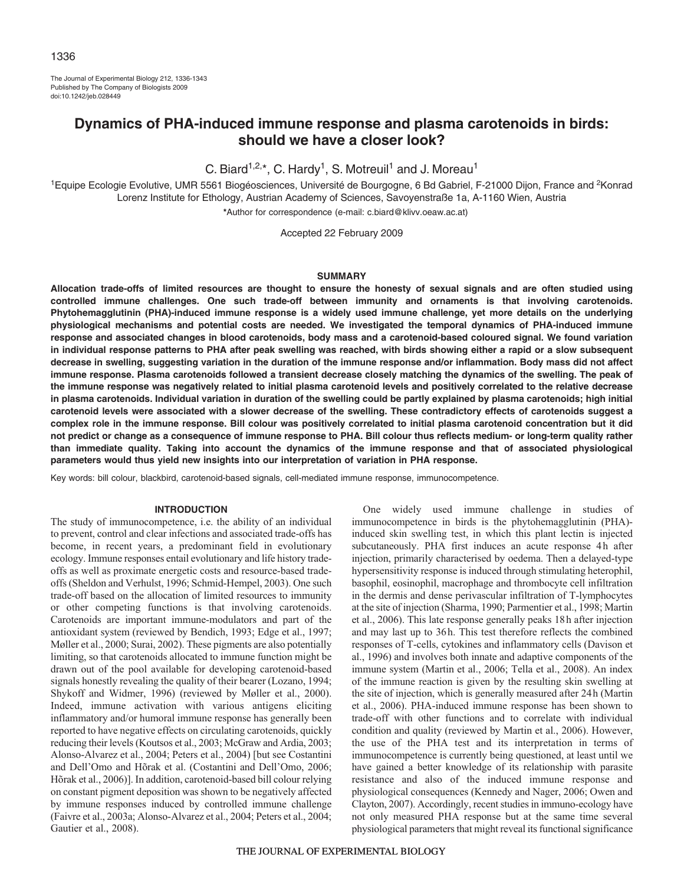# Dynamics of PHA-induced immune response and plasma carotenoids in birds: should we have a closer look?

C. Biard[1,2,*], C. Hardy[1], S. Motreuil[1] and J. Moreau[1]

[1]Equipe Ecologie Evolutive, UMR 5561 Biogéosciences, Université de Bourgogne, 6 Bd Gabriel, F-21000 Dijon, France and [2]Konrad Lorenz Institute for Ethology, Austrian Academy of Sciences, Savoyenstraße 1a, A-1160 Wien, Austria

*Author for correspondence (e-mail: c.biard@klivv.oeaw.ac.at)

Accepted 22 February 2009

## SUMMARY

**Allocation trade-offs of limited resources are thought to ensure the honesty of sexual signals and are often studied using controlled immune challenges. One such trade-off between immunity and ornaments is that involving carotenoids. Phytohemagglutinin (PHA)-induced immune response is a widely used immune challenge, yet more details on the underlying physiological mechanisms and potential costs are needed. We investigated the temporal dynamics of PHA-induced immune response and associated changes in blood carotenoids, body mass and a carotenoid-based coloured signal. We found variation in individual response patterns to PHA after peak swelling was reached, with birds showing either a rapid or a slow subsequent decrease in swelling, suggesting variation in the duration of the immune response and/or inflammation. Body mass did not affect immune response. Plasma carotenoids followed a transient decrease closely matching the dynamics of the swelling. The peak of the immune response was negatively related to initial plasma carotenoid levels and positively correlated to the relative decrease in plasma carotenoids. Individual variation in duration of the swelling could be partly explained by plasma carotenoids; high initial carotenoid levels were associated with a slower decrease of the swelling. These contradictory effects of carotenoids suggest a complex role in the immune response. Bill colour was positively correlated to initial plasma carotenoid concentration but it did not predict or change as a consequence of immune response to PHA. Bill colour thus reflects medium- or long-term quality rather than immediate quality. Taking into account the dynamics of the immune response and that of associated physiological parameters would thus yield new insights into our interpretation of variation in PHA response.**

Key words: bill colour, blackbird, carotenoid-based signals, cell-mediated immune response, immunocompetence.

## INTRODUCTION

The study of immunocompetence, i.e. the ability of an individual to prevent, control and clear infections and associated trade-offs has become, in recent years, a predominant field in evolutionary ecology. Immune responses entail evolutionary and life history trade-offs as well as proximate energetic costs and resource-based trade-offs (Sheldon and Verhulst, 1996; Schmid-Hempel, 2003). One such trade-off based on the allocation of limited resources to immunity or other competing functions is that involving carotenoids. Carotenoids are important immune-modulators and part of the antioxidant system (reviewed by Bendich, 1993; Edge et al., 1997; Møller et al., 2000; Surai, 2002). These pigments are also potentially limiting, so that carotenoids allocated to immune function might be drawn out of the pool available for developing carotenoid-based signals honestly revealing the quality of their bearer (Lozano, 1994; Shykoff and Widmer, 1996) (reviewed by Møller et al., 2000). Indeed, immune activation with various antigens eliciting inflammatory and/or humoral immune response has generally been reported to have negative effects on circulating carotenoids, quickly reducing their levels (Koutsos et al., 2003; McGraw and Ardia, 2003; Alonso-Alvarez et al., 2004; Peters et al., 2004) [but see Costantini and Dell'Omo and Hõrak et al. (Costantini and Dell'Omo, 2006; Hõrak et al., 2006)]. In addition, carotenoid-based bill colour relying on constant pigment deposition was shown to be negatively affected by immune responses induced by controlled immune challenge (Faivre et al., 2003a; Alonso-Alvarez et al., 2004; Peters et al., 2004; Gautier et al., 2008).

One widely used immune challenge in studies of immunocompetence in birds is the phytohemagglutinin (PHA)-induced skin swelling test, in which this plant lectin is injected subcutaneously. PHA first induces an acute response 4 h after injection, primarily characterised by oedema. Then a delayed-type hypersensitivity response is induced through stimulating heterophil, basophil, eosinophil, macrophage and thrombocyte cell infiltration in the dermis and dense perivascular infiltration of T-lymphocytes at the site of injection (Sharma, 1990; Parmentier et al., 1998; Martin et al., 2006). This late response generally peaks 18 h after injection and may last up to 36 h. This test therefore reflects the combined responses of T-cells, cytokines and inflammatory cells (Davison et al., 1996) and involves both innate and adaptive components of the immune system (Martin et al., 2006; Tella et al., 2008). An index of the immune reaction is given by the resulting skin swelling at the site of injection, which is generally measured after 24 h (Martin et al., 2006). PHA-induced immune response has been shown to trade-off with other functions and to correlate with individual condition and quality (reviewed by Martin et al., 2006). However, the use of the PHA test and its interpretation in terms of immunocompetence is currently being questioned, at least until we have gained a better knowledge of its relationship with parasite resistance and also of the induced immune response and physiological consequences (Kennedy and Nager, 2006; Owen and Clayton, 2007). Accordingly, recent studies in immuno-ecology have not only measured PHA response but at the same time several physiological parameters that might reveal its functional significance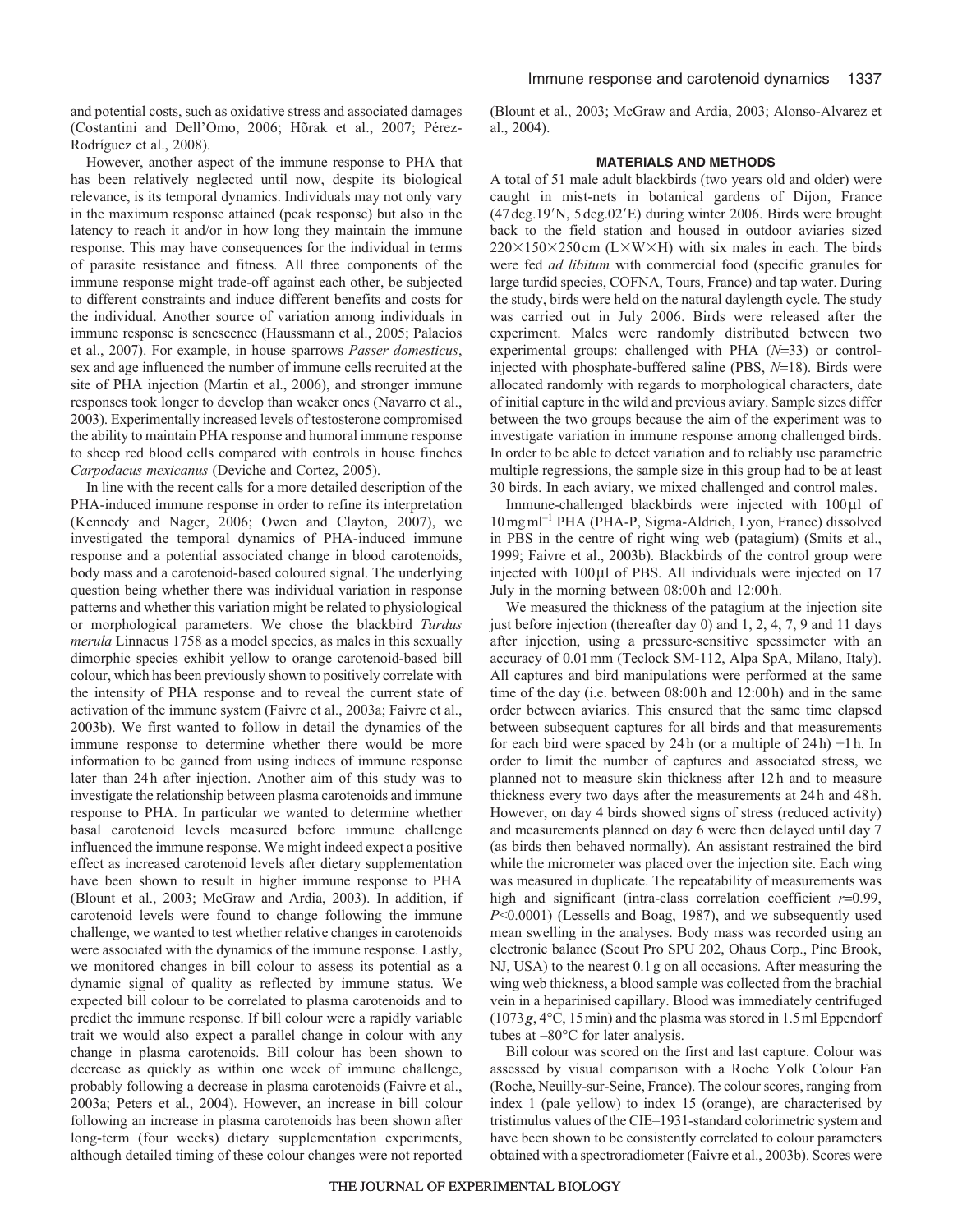and potential costs, such as oxidative stress and associated damages (Costantini and Dell'Omo, 2006; Hõrak et al., 2007; Pérez-Rodríguez et al., 2008).

However, another aspect of the immune response to PHA that has been relatively neglected until now, despite its biological relevance, is its temporal dynamics. Individuals may not only vary in the maximum response attained (peak response) but also in the latency to reach it and/or in how long they maintain the immune response. This may have consequences for the individual in terms of parasite resistance and fitness. All three components of the immune response might trade-off against each other, be subjected to different constraints and induce different benefits and costs for the individual. Another source of variation among individuals in immune response is senescence (Haussmann et al., 2005; Palacios et al., 2007). For example, in house sparrows *Passer domesticus*, sex and age influenced the number of immune cells recruited at the site of PHA injection (Martin et al., 2006), and stronger immune responses took longer to develop than weaker ones (Navarro et al., 2003). Experimentally increased levels of testosterone compromised the ability to maintain PHA response and humoral immune response to sheep red blood cells compared with controls in house finches *Carpodacus mexicanus* (Deviche and Cortez, 2005).

In line with the recent calls for a more detailed description of the PHA-induced immune response in order to refine its interpretation (Kennedy and Nager, 2006; Owen and Clayton, 2007), we investigated the temporal dynamics of PHA-induced immune response and a potential associated change in blood carotenoids, body mass and a carotenoid-based coloured signal. The underlying question being whether there was individual variation in response patterns and whether this variation might be related to physiological or morphological parameters. We chose the blackbird *Turdus merula* Linnaeus 1758 as a model species, as males in this sexually dimorphic species exhibit yellow to orange carotenoid-based bill colour, which has been previously shown to positively correlate with the intensity of PHA response and to reveal the current state of activation of the immune system (Faivre et al., 2003a; Faivre et al., 2003b). We first wanted to follow in detail the dynamics of the immune response to determine whether there would be more information to be gained from using indices of immune response later than 24 h after injection. Another aim of this study was to investigate the relationship between plasma carotenoids and immune response to PHA. In particular we wanted to determine whether basal carotenoid levels measured before immune challenge influenced the immune response. We might indeed expect a positive effect as increased carotenoid levels after dietary supplementation have been shown to result in higher immune response to PHA (Blount et al., 2003; McGraw and Ardia, 2003). In addition, if carotenoid levels were found to change following the immune challenge, we wanted to test whether relative changes in carotenoids were associated with the dynamics of the immune response. Lastly, we monitored changes in bill colour to assess its potential as a dynamic signal of quality as reflected by immune status. We expected bill colour to be correlated to plasma carotenoids and to predict the immune response. If bill colour were a rapidly variable trait we would also expect a parallel change in colour with any change in plasma carotenoids. Bill colour has been shown to decrease as quickly as within one week of immune challenge, probably following a decrease in plasma carotenoids (Faivre et al., 2003a; Peters et al., 2004). However, an increase in bill colour following an increase in plasma carotenoids has been shown after long-term (four weeks) dietary supplementation experiments, although detailed timing of these colour changes were not reported (Blount et al., 2003; McGraw and Ardia, 2003; Alonso-Alvarez et al., 2004).

## MATERIALS AND METHODS

A total of 51 male adult blackbirds (two years old and older) were caught in mist-nets in botanical gardens of Dijon, France (47 deg.19′N, 5 deg.02′E) during winter 2006. Birds were brought back to the field station and housed in outdoor aviaries sized 220×150×250 cm (L×W×H) with six males in each. The birds were fed *ad libitum* with commercial food (specific granules for large turdid species, COFNA, Tours, France) and tap water. During the study, birds were held on the natural daylength cycle. The study was carried out in July 2006. Birds were released after the experiment. Males were randomly distributed between two experimental groups: challenged with PHA ($N$=33) or control-injected with phosphate-buffered saline (PBS, $N$=18). Birds were allocated randomly with regards to morphological characters, date of initial capture in the wild and previous aviary. Sample sizes differ between the two groups because the aim of the experiment was to investigate variation in immune response among challenged birds. In order to be able to detect variation and to reliably use parametric multiple regressions, the sample size in this group had to be at least 30 birds. In each aviary, we mixed challenged and control males.

Immune-challenged blackbirds were injected with 100 μl of 10 mg ml$^{-1}$ PHA (PHA-P, Sigma-Aldrich, Lyon, France) dissolved in PBS in the centre of right wing web (patagium) (Smits et al., 1999; Faivre et al., 2003b). Blackbirds of the control group were injected with 100 μl of PBS. All individuals were injected on 17 July in the morning between 08:00 h and 12:00 h.

We measured the thickness of the patagium at the injection site just before injection (thereafter day 0) and 1, 2, 4, 7, 9 and 11 days after injection, using a pressure-sensitive spessimeter with an accuracy of 0.01 mm (Teclock SM-112, Alpa SpA, Milano, Italy). All captures and bird manipulations were performed at the same time of the day (i.e. between 08:00 h and 12:00 h) and in the same order between aviaries. This ensured that the same time elapsed between subsequent captures for all birds and that measurements for each bird were spaced by 24 h (or a multiple of 24 h) ±1 h. In order to limit the number of captures and associated stress, we planned not to measure skin thickness after 12 h and to measure thickness every two days after the measurements at 24 h and 48 h. However, on day 4 birds showed signs of stress (reduced activity) and measurements planned on day 6 were then delayed until day 7 (as birds then behaved normally). An assistant restrained the bird while the micrometer was placed over the injection site. Each wing was measured in duplicate. The repeatability of measurements was high and significant (intra-class correlation coefficient $r$=0.99, $P$<0.0001) (Lessells and Boag, 1987), and we subsequently used mean swelling in the analyses. Body mass was recorded using an electronic balance (Scout Pro SPU 202, Ohaus Corp., Pine Brook, NJ, USA) to the nearest 0.1 g on all occasions. After measuring the wing web thickness, a blood sample was collected from the brachial vein in a heparinised capillary. Blood was immediately centrifuged (1073 $g$, 4°C, 15 min) and the plasma was stored in 1.5 ml Eppendorf tubes at –80°C for later analysis.

Bill colour was scored on the first and last capture. Colour was assessed by visual comparison with a Roche Yolk Colour Fan (Roche, Neuilly-sur-Seine, France). The colour scores, ranging from index 1 (pale yellow) to index 15 (orange), are characterised by tristimulus values of the CIE–1931-standard colorimetric system and have been shown to be consistently correlated to colour parameters obtained with a spectroradiometer (Faivre et al., 2003b). Scores were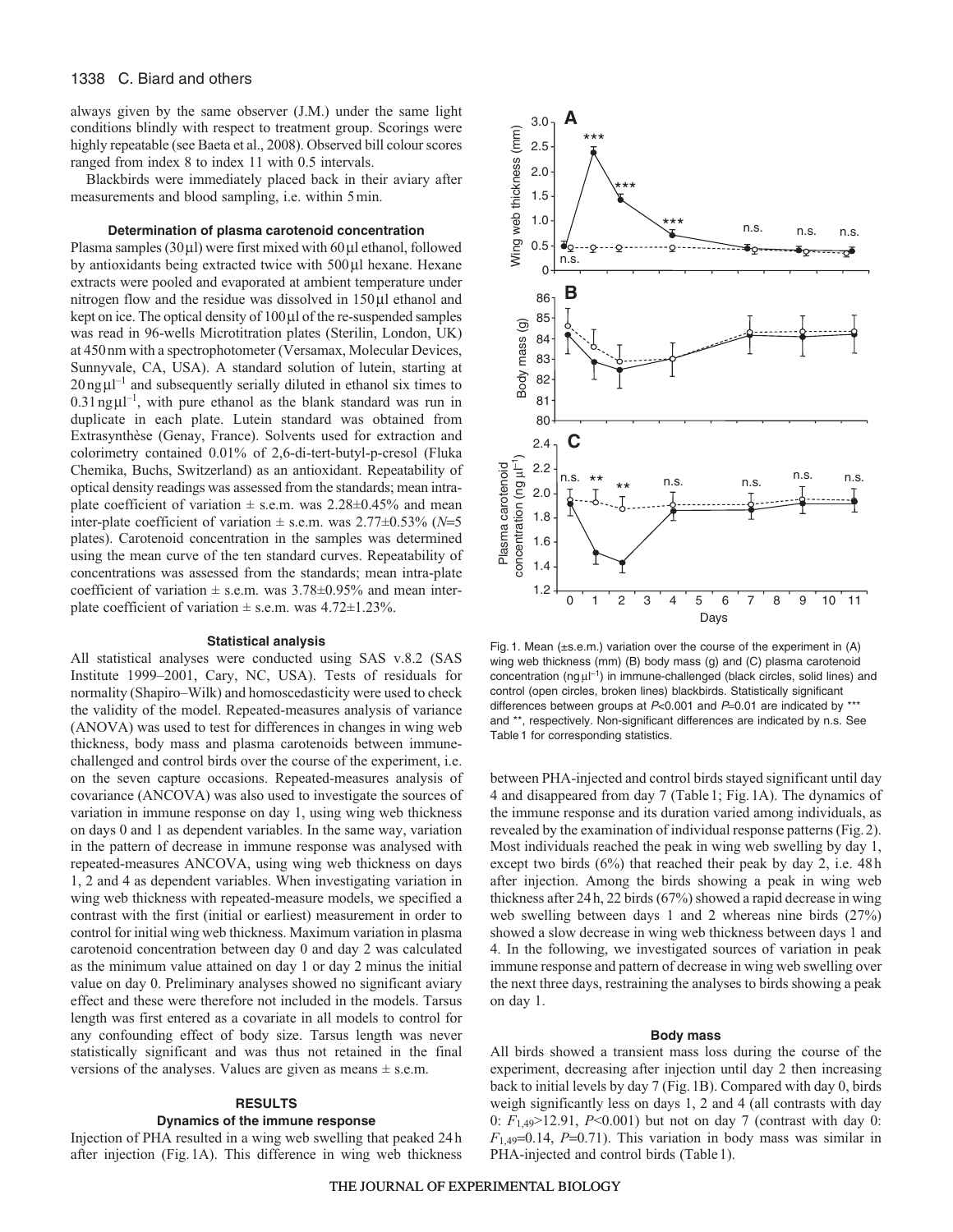always given by the same observer (J.M.) under the same light conditions blindly with respect to treatment group. Scorings were highly repeatable (see Baeta et al., 2008). Observed bill colour scores ranged from index 8 to index 11 with 0.5 intervals.

Blackbirds were immediately placed back in their aviary after measurements and blood sampling, i.e. within 5 min.

#### Determination of plasma carotenoid concentration

Plasma samples (30 μl) were first mixed with 60 μl ethanol, followed by antioxidants being extracted twice with 500 μl hexane. Hexane extracts were pooled and evaporated at ambient temperature under nitrogen flow and the residue was dissolved in 150 μl ethanol and kept on ice. The optical density of 100 μl of the re-suspended samples was read in 96-wells Microtitration plates (Sterilin, London, UK) at 450 nm with a spectrophotometer (Versamax, Molecular Devices, Sunnyvale, CA, USA). A standard solution of lutein, starting at $20\,\mathrm{ng}\,\mu\mathrm{l}^{-1}$ and subsequently serially diluted in ethanol six times to $0.31\,\mathrm{ng}\,\mu\mathrm{l}^{-1}$, with pure ethanol as the blank standard was run in duplicate in each plate. Lutein standard was obtained from Extrasynthèse (Genay, France). Solvents used for extraction and colorimetry contained 0.01% of 2,6-di-tert-butyl-p-cresol (Fluka Chemika, Buchs, Switzerland) as an antioxidant. Repeatability of optical density readings was assessed from the standards; mean intra-plate coefficient of variation ± s.e.m. was 2.28±0.45% and mean inter-plate coefficient of variation ± s.e.m. was 2.77±0.53% ($N$=5 plates). Carotenoid concentration in the samples was determined using the mean curve of the ten standard curves. Repeatability of concentrations was assessed from the standards; mean intra-plate coefficient of variation ± s.e.m. was 3.78±0.95% and mean inter-plate coefficient of variation ± s.e.m. was 4.72±1.23%.

#### Statistical analysis

All statistical analyses were conducted using SAS v.8.2 (SAS Institute 1999–2001, Cary, NC, USA). Tests of residuals for normality (Shapiro–Wilk) and homoscedasticity were used to check the validity of the model. Repeated-measures analysis of variance (ANOVA) was used to test for differences in changes in wing web thickness, body mass and plasma carotenoids between immune-challenged and control birds over the course of the experiment, i.e. on the seven capture occasions. Repeated-measures analysis of covariance (ANCOVA) was also used to investigate the sources of variation in immune response on day 1, using wing web thickness on days 0 and 1 as dependent variables. In the same way, variation in the pattern of decrease in immune response was analysed with repeated-measures ANCOVA, using wing web thickness on days 1, 2 and 4 as dependent variables. When investigating variation in wing web thickness with repeated-measure models, we specified a contrast with the first (initial or earliest) measurement in order to control for initial wing web thickness. Maximum variation in plasma carotenoid concentration between day 0 and day 2 was calculated as the minimum value attained on day 1 or day 2 minus the initial value on day 0. Preliminary analyses showed no significant aviary effect and these were therefore not included in the models. Tarsus length was first entered as a covariate in all models to control for any confounding effect of body size. Tarsus length was never statistically significant and was thus not retained in the final versions of the analyses. Values are given as means ± s.e.m.

## RESULTS

### Dynamics of the immune response

Injection of PHA resulted in a wing web swelling that peaked 24 h after injection (Fig. 1A). This difference in wing web thickness between PHA-injected and control birds stayed significant until day 4 and disappeared from day 7 (Table 1; Fig. 1A). The dynamics of the immune response and its duration varied among individuals, as revealed by the examination of individual response patterns (Fig. 2). Most individuals reached the peak in wing web swelling by day 1, except two birds (6%) that reached their peak by day 2, i.e. 48 h after injection. Among the birds showing a peak in wing web thickness after 24 h, 22 birds (67%) showed a rapid decrease in wing web swelling between days 1 and 2 whereas nine birds (27%) showed a slow decrease in wing web thickness between days 1 and 4. In the following, we investigated sources of variation in peak immune response and pattern of decrease in wing web swelling over the next three days, restraining the analyses to birds showing a peak on day 1.

Fig. 1. Mean (±s.e.m.) variation over the course of the experiment in (A) wing web thickness (mm) (B) body mass (g) and (C) plasma carotenoid concentration ($\mathrm{ng}\,\mu\mathrm{l}^{-1}$) in immune-challenged (black circles, solid lines) and control (open circles, broken lines) blackbirds. Statistically significant differences between groups at $P$<0.001 and $P$=0.01 are indicated by *** and **, respectively. Non-significant differences are indicated by n.s. See Table 1 for corresponding statistics.

#### Body mass

All birds showed a transient mass loss during the course of the experiment, decreasing after injection until day 2 then increasing back to initial levels by day 7 (Fig. 1B). Compared with day 0, birds weigh significantly less on days 1, 2 and 4 (all contrasts with day 0: $F_{1,49}$>12.91, $P$<0.001) but not on day 7 (contrast with day 0: $F_{1,49}$=0.14, $P$=0.71). This variation in body mass was similar in PHA-injected and control birds (Table 1).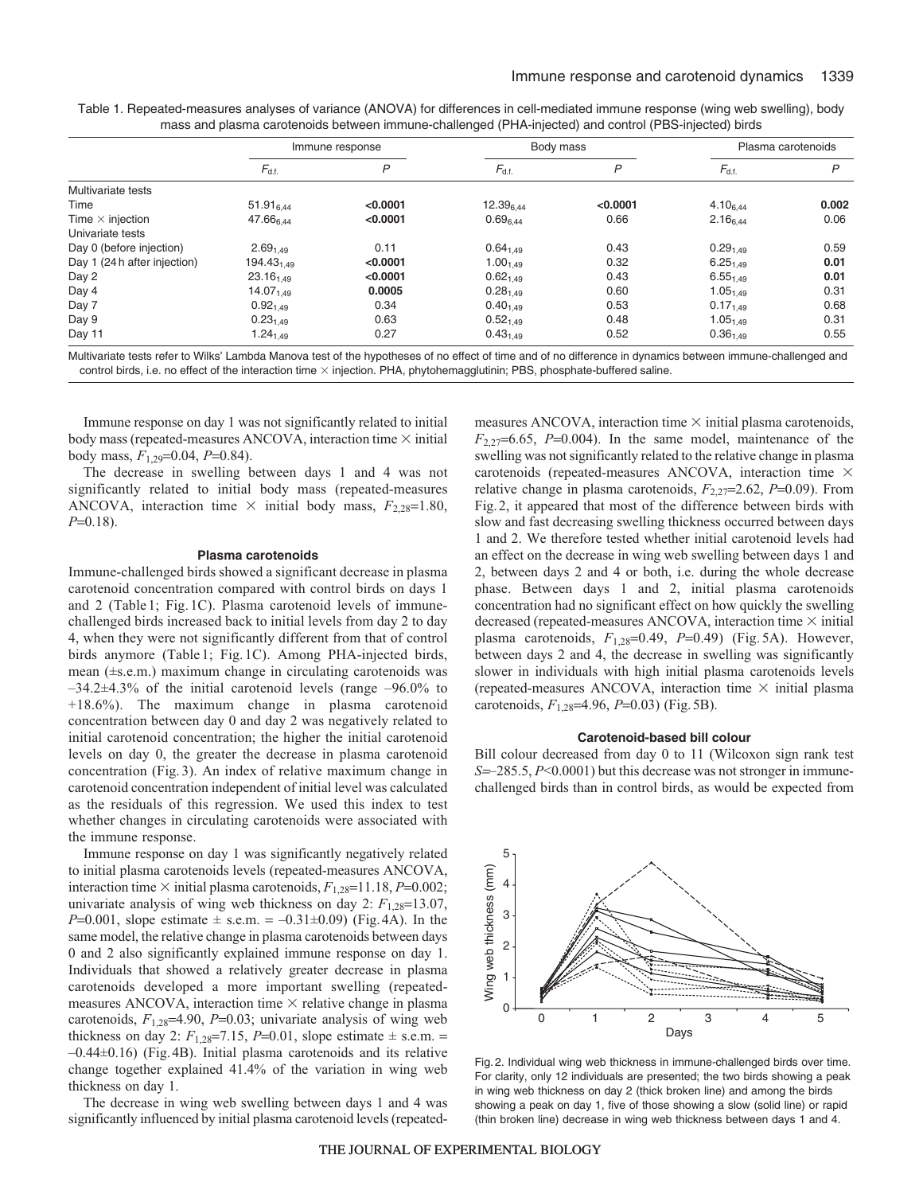Table 1. Repeated-measures analyses of variance (ANOVA) for differences in cell-mediated immune response (wing web swelling), body mass and plasma carotenoids between immune-challenged (PHA-injected) and control (PBS-injected) birds

| | Immune response | | Body mass | | Plasma carotenoids | |
|---|---|---|---|---|---|---|
| | $F_{d.f.}$ | $P$ | $F_{d.f.}$ | $P$ | $F_{d.f.}$ | $P$ |
| Multivariate tests | | | | | | |
| Time | $51.91_{6,44}$ | **<0.0001** | $12.39_{6,44}$ | **<0.0001** | $4.10_{6,44}$ | **0.002** |
| Time × injection | $47.66_{6,44}$ | **<0.0001** | $0.69_{6,44}$ | 0.66 | $2.16_{6,44}$ | 0.06 |
| Univariate tests | | | | | | |
| Day 0 (before injection) | $2.69_{1,49}$ | 0.11 | $0.64_{1,49}$ | 0.43 | $0.29_{1,49}$ | 0.59 |
| Day 1 (24 h after injection) | $194.43_{1,49}$ | **<0.0001** | $1.00_{1,49}$ | 0.32 | $6.25_{1,49}$ | **0.01** |
| Day 2 | $23.16_{1,49}$ | **<0.0001** | $0.62_{1,49}$ | 0.43 | $6.55_{1,49}$ | **0.01** |
| Day 4 | $14.07_{1,49}$ | **0.0005** | $0.28_{1,49}$ | 0.60 | $1.05_{1,49}$ | 0.31 |
| Day 7 | $0.92_{1,49}$ | 0.34 | $0.40_{1,49}$ | 0.53 | $0.17_{1,49}$ | 0.68 |
| Day 9 | $0.23_{1,49}$ | 0.63 | $0.52_{1,49}$ | 0.48 | $1.05_{1,49}$ | 0.31 |
| Day 11 | $1.24_{1,49}$ | 0.27 | $0.43_{1,49}$ | 0.52 | $0.36_{1,49}$ | 0.55 |

Multivariate tests refer to Wilks' Lambda Manova test of the hypotheses of no effect of time and of no difference in dynamics between immune-challenged and control birds, i.e. no effect of the interaction time × injection. PHA, phytohemagglutinin; PBS, phosphate-buffered saline.

Immune response on day 1 was not significantly related to initial body mass (repeated-measures ANCOVA, interaction time × initial body mass, $F_{1,29}$=0.04, $P$=0.84).

The decrease in swelling between days 1 and 4 was not significantly related to initial body mass (repeated-measures ANCOVA, interaction time × initial body mass, $F_{2,28}$=1.80, $P$=0.18).

### Plasma carotenoids

Immune-challenged birds showed a significant decrease in plasma carotenoid concentration compared with control birds on days 1 and 2 (Table 1; Fig. 1C). Plasma carotenoid levels of immune-challenged birds increased back to initial levels from day 2 to day 4, when they were not significantly different from that of control birds anymore (Table 1; Fig. 1C). Among PHA-injected birds, mean (±s.e.m.) maximum change in circulating carotenoids was –34.2±4.3% of the initial carotenoid levels (range –96.0% to +18.6%). The maximum change in plasma carotenoid concentration between day 0 and day 2 was negatively related to initial carotenoid concentration; the higher the initial carotenoid levels on day 0, the greater the decrease in plasma carotenoid concentration (Fig. 3). An index of relative maximum change in carotenoid concentration independent of initial level was calculated as the residuals of this regression. We used this index to test whether changes in circulating carotenoids were associated with the immune response.

Immune response on day 1 was significantly negatively related to initial plasma carotenoids levels (repeated-measures ANCOVA, interaction time × initial plasma carotenoids, $F_{1,28}$=11.18, $P$=0.002; univariate analysis of wing web thickness on day 2: $F_{1,28}$=13.07, $P$=0.001, slope estimate ± s.e.m. = –0.31±0.09) (Fig. 4A). In the same model, the relative change in plasma carotenoids between days 0 and 2 also significantly explained immune response on day 1. Individuals that showed a relatively greater decrease in plasma carotenoids developed a more important swelling (repeated-measures ANCOVA, interaction time × relative change in plasma carotenoids, $F_{1,28}$=4.90, $P$=0.03; univariate analysis of wing web thickness on day 2: $F_{1,28}$=7.15, $P$=0.01, slope estimate ± s.e.m. = –0.44±0.16) (Fig. 4B). Initial plasma carotenoids and its relative change together explained 41.4% of the variation in wing web thickness on day 1.

The decrease in wing web swelling between days 1 and 4 was significantly influenced by initial plasma carotenoid levels (repeated-measures ANCOVA, interaction time × initial plasma carotenoids, $F_{2,27}$=6.65, $P$=0.004). In the same model, maintenance of the swelling was not significantly related to the relative change in plasma carotenoids (repeated-measures ANCOVA, interaction time × relative change in plasma carotenoids, $F_{2,27}$=2.62, $P$=0.09). From Fig. 2, it appeared that most of the difference between birds with slow and fast decreasing swelling thickness occurred between days 1 and 2. We therefore tested whether initial carotenoid levels had an effect on the decrease in wing web swelling between days 1 and 2, between days 2 and 4 or both, i.e. during the whole decrease phase. Between days 1 and 2, initial plasma carotenoids concentration had no significant effect on how quickly the swelling decreased (repeated-measures ANCOVA, interaction time × initial plasma carotenoids, $F_{1,28}$=0.49, $P$=0.49) (Fig. 5A). However, between days 2 and 4, the decrease in swelling was significantly slower in individuals with high initial plasma carotenoids levels (repeated-measures ANCOVA, interaction time × initial plasma carotenoids, $F_{1,28}$=4.96, $P$=0.03) (Fig. 5B).

### Carotenoid-based bill colour

Bill colour decreased from day 0 to 11 (Wilcoxon sign rank test $S$=–285.5, $P$<0.0001) but this decrease was not stronger in immune-challenged birds than in control birds, as would be expected from

Fig. 2. Individual wing web thickness in immune-challenged birds over time. For clarity, only 12 individuals are presented; the two birds showing a peak in wing web thickness on day 2 (thick broken line) and among the birds showing a peak on day 1, five of those showing a slow (solid line) or rapid (thin broken line) decrease in wing web thickness between days 1 and 4.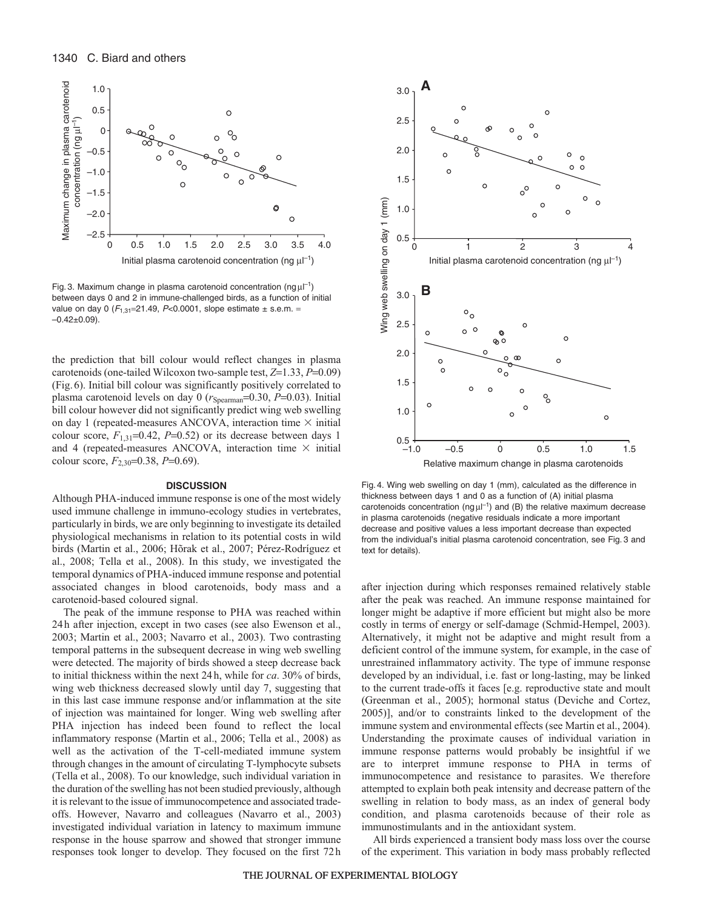Fig. 3. Maximum change in plasma carotenoid concentration (ng μl$^{-1}$) between days 0 and 2 in immune-challenged birds, as a function of initial value on day 0 ($F_{1,31}$=21.49, $P$<0.0001, slope estimate ± s.e.m. = –0.42±0.09).

the prediction that bill colour would reflect changes in plasma carotenoids (one-tailed Wilcoxon two-sample test, $Z$=1.33, $P$=0.09) (Fig. 6). Initial bill colour was significantly positively correlated to plasma carotenoid levels on day 0 ($r_{Spearman}$=0.30, $P$=0.03). Initial bill colour however did not significantly predict wing web swelling on day 1 (repeated-measures ANCOVA, interaction time × initial colour score, $F_{1,31}$=0.42, $P$=0.52) or its decrease between days 1 and 4 (repeated-measures ANCOVA, interaction time × initial colour score, $F_{2,30}$=0.38, $P$=0.69).

## DISCUSSION

Although PHA-induced immune response is one of the most widely used immune challenge in immuno-ecology studies in vertebrates, particularly in birds, we are only beginning to investigate its detailed physiological mechanisms in relation to its potential costs in wild birds (Martin et al., 2006; Hõrak et al., 2007; Pérez-Rodríguez et al., 2008; Tella et al., 2008). In this study, we investigated the temporal dynamics of PHA-induced immune response and potential associated changes in blood carotenoids, body mass and a carotenoid-based coloured signal.

The peak of the immune response to PHA was reached within 24 h after injection, except in two cases (see also Ewenson et al., 2003; Martin et al., 2003; Navarro et al., 2003). Two contrasting temporal patterns in the subsequent decrease in wing web swelling were detected. The majority of birds showed a steep decrease back to initial thickness within the next 24 h, while for *ca*. 30% of birds, wing web thickness decreased slowly until day 7, suggesting that in this last case immune response and/or inflammation at the site of injection was maintained for longer. Wing web swelling after PHA injection has indeed been found to reflect the local inflammatory response (Martin et al., 2006; Tella et al., 2008) as well as the activation of the T-cell-mediated immune system through changes in the amount of circulating T-lymphocyte subsets (Tella et al., 2008). To our knowledge, such individual variation in the duration of the swelling has not been studied previously, although it is relevant to the issue of immunocompetence and associated trade-offs. However, Navarro and colleagues (Navarro et al., 2003) investigated individual variation in latency to maximum immune response in the house sparrow and showed that stronger immune responses took longer to develop. They focused on the first 72 h after injection during which responses remained relatively stable after the peak was reached. An immune response maintained for longer might be adaptive if more efficient but might also be more costly in terms of energy or self-damage (Schmid-Hempel, 2003). Alternatively, it might not be adaptive and might result from a deficient control of the immune system, for example, in the case of unrestrained inflammatory activity. The type of immune response developed by an individual, i.e. fast or long-lasting, may be linked to the current trade-offs it faces [e.g. reproductive state and moult (Greenman et al., 2005); hormonal status (Deviche and Cortez, 2005)], and/or to constraints linked to the development of the immune system and environmental effects (see Martin et al., 2004). Understanding the proximate causes of individual variation in immune response patterns would probably be insightful if we are to interpret immune response to PHA in terms of immunocompetence and resistance to parasites. We therefore attempted to explain both peak intensity and decrease pattern of the swelling in relation to body mass, as an index of general body condition, and plasma carotenoids because of their role as immunostimulants and in the antioxidant system.

All birds experienced a transient body mass loss over the course of the experiment. This variation in body mass probably reflected

Fig. 4. Wing web swelling on day 1 (mm), calculated as the difference in thickness between days 1 and 0 as a function of (A) initial plasma carotenoids concentration (ng μl$^{-1}$) and (B) the relative maximum decrease in plasma carotenoids (negative residuals indicate a more important decrease and positive values a less important decrease than expected from the individual's initial plasma carotenoid concentration, see Fig. 3 and text for details).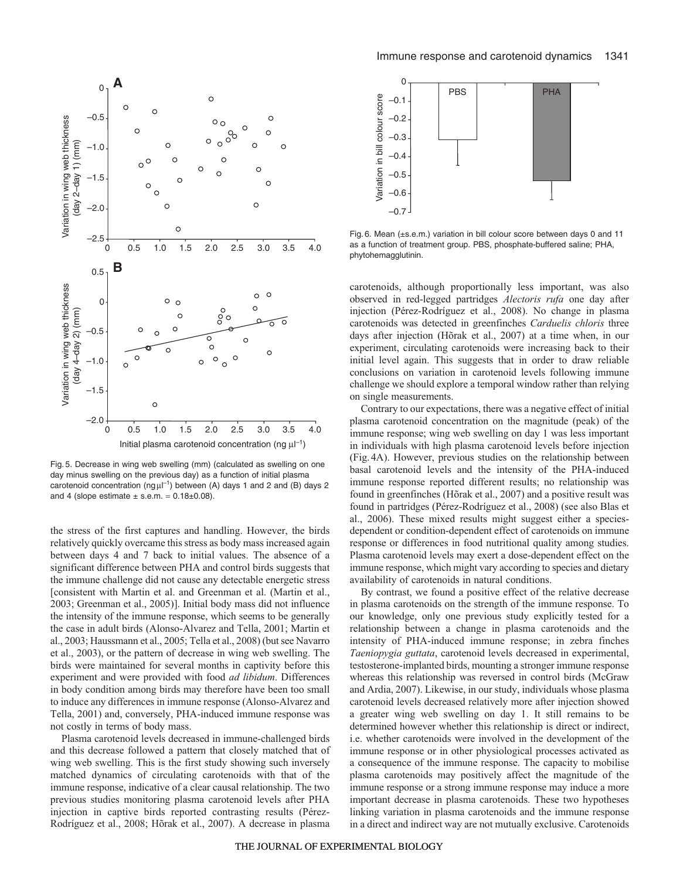Fig. 5. Decrease in wing web swelling (mm) (calculated as swelling on one day minus swelling on the previous day) as a function of initial plasma carotenoid concentration (ng $\mu l^{-1}$) between (A) days 1 and 2 and (B) days 2 and 4 (slope estimate ± s.e.m. = 0.18±0.08).

Fig. 6. Mean (±s.e.m.) variation in bill colour score between days 0 and 11 as a function of treatment group. PBS, phosphate-buffered saline; PHA, phytohemagglutinin.

the stress of the first captures and handling. However, the birds relatively quickly overcame this stress as body mass increased again between days 4 and 7 back to initial values. The absence of a significant difference between PHA and control birds suggests that the immune challenge did not cause any detectable energetic stress [consistent with Martin et al. and Greenman et al. (Martin et al., 2003; Greenman et al., 2005)]. Initial body mass did not influence the intensity of the immune response, which seems to be generally the case in adult birds (Alonso-Alvarez and Tella, 2001; Martin et al., 2003; Haussmann et al., 2005; Tella et al., 2008) (but see Navarro et al., 2003), or the pattern of decrease in wing web swelling. The birds were maintained for several months in captivity before this experiment and were provided with food *ad libidum*. Differences in body condition among birds may therefore have been too small to induce any differences in immune response (Alonso-Alvarez and Tella, 2001) and, conversely, PHA-induced immune response was not costly in terms of body mass.

Plasma carotenoid levels decreased in immune-challenged birds and this decrease followed a pattern that closely matched that of wing web swelling. This is the first study showing such inversely matched dynamics of circulating carotenoids with that of the immune response, indicative of a clear causal relationship. The two previous studies monitoring plasma carotenoid levels after PHA injection in captive birds reported contrasting results (Pérez-Rodríguez et al., 2008; Hõrak et al., 2007). A decrease in plasma carotenoids, although proportionally less important, was also observed in red-legged partridges *Alectoris rufa* one day after injection (Pérez-Rodríguez et al., 2008). No change in plasma carotenoids was detected in greenfinches *Carduelis chloris* three days after injection (Hõrak et al., 2007) at a time when, in our experiment, circulating carotenoids were increasing back to their initial level again. This suggests that in order to draw reliable conclusions on variation in carotenoid levels following immune challenge we should explore a temporal window rather than relying on single measurements.

Contrary to our expectations, there was a negative effect of initial plasma carotenoid concentration on the magnitude (peak) of the immune response; wing web swelling on day 1 was less important in individuals with high plasma carotenoid levels before injection (Fig. 4A). However, previous studies on the relationship between basal carotenoid levels and the intensity of the PHA-induced immune response reported different results; no relationship was found in greenfinches (Hõrak et al., 2007) and a positive result was found in partridges (Pérez-Rodríguez et al., 2008) (see also Blas et al., 2006). These mixed results might suggest either a species-dependent or condition-dependent effect of carotenoids on immune response or differences in food nutritional quality among studies. Plasma carotenoid levels may exert a dose-dependent effect on the immune response, which might vary according to species and dietary availability of carotenoids in natural conditions.

By contrast, we found a positive effect of the relative decrease in plasma carotenoids on the strength of the immune response. To our knowledge, only one previous study explicitly tested for a relationship between a change in plasma carotenoids and the intensity of PHA-induced immune response; in zebra finches *Taeniopygia guttata*, carotenoid levels decreased in experimental, testosterone-implanted birds, mounting a stronger immune response whereas this relationship was reversed in control birds (McGraw and Ardia, 2007). Likewise, in our study, individuals whose plasma carotenoid levels decreased relatively more after injection showed a greater wing web swelling on day 1. It still remains to be determined however whether this relationship is direct or indirect, i.e. whether carotenoids were involved in the development of the immune response or in other physiological processes activated as a consequence of the immune response. The capacity to mobilise plasma carotenoids may positively affect the magnitude of the immune response or a strong immune response may induce a more important decrease in plasma carotenoids. These two hypotheses linking variation in plasma carotenoids and the immune response in a direct and indirect way are not mutually exclusive. Carotenoids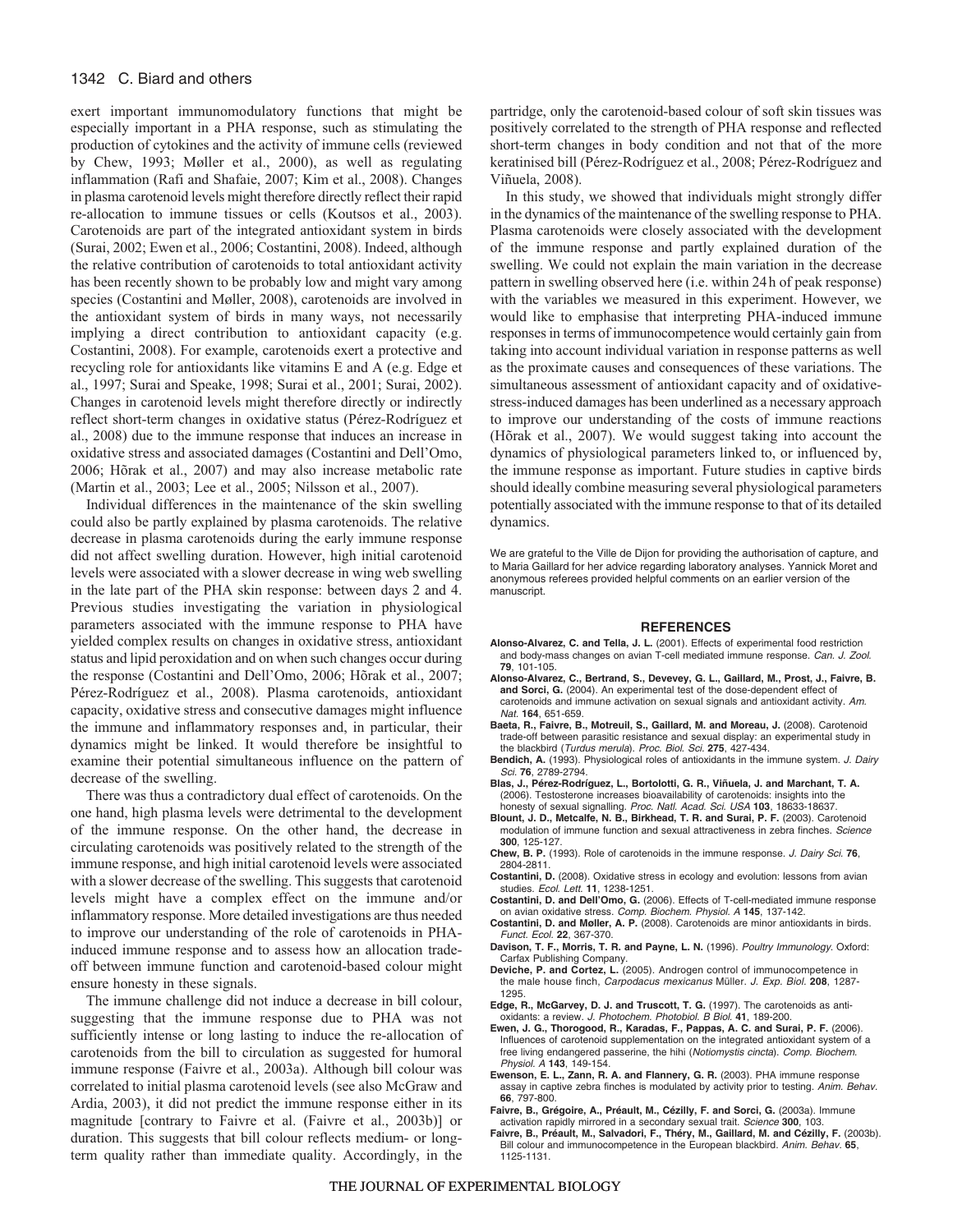exert important immunomodulatory functions that might be especially important in a PHA response, such as stimulating the production of cytokines and the activity of immune cells (reviewed by Chew, 1993; Møller et al., 2000), as well as regulating inflammation (Rafi and Shafaie, 2007; Kim et al., 2008). Changes in plasma carotenoid levels might therefore directly reflect their rapid re-allocation to immune tissues or cells (Koutsos et al., 2003). Carotenoids are part of the integrated antioxidant system in birds (Surai, 2002; Ewen et al., 2006; Costantini, 2008). Indeed, although the relative contribution of carotenoids to total antioxidant activity has been recently shown to be probably low and might vary among species (Costantini and Møller, 2008), carotenoids are involved in the antioxidant system of birds in many ways, not necessarily implying a direct contribution to antioxidant capacity (e.g. Costantini, 2008). For example, carotenoids exert a protective and recycling role for antioxidants like vitamins E and A (e.g. Edge et al., 1997; Surai and Speake, 1998; Surai et al., 2001; Surai, 2002). Changes in carotenoid levels might therefore directly or indirectly reflect short-term changes in oxidative status (Pérez-Rodríguez et al., 2008) due to the immune response that induces an increase in oxidative stress and associated damages (Costantini and Dell'Omo, 2006; Hõrak et al., 2007) and may also increase metabolic rate (Martin et al., 2003; Lee et al., 2005; Nilsson et al., 2007).

Individual differences in the maintenance of the skin swelling could also be partly explained by plasma carotenoids. The relative decrease in plasma carotenoids during the early immune response did not affect swelling duration. However, high initial carotenoid levels were associated with a slower decrease in wing web swelling in the late part of the PHA skin response: between days 2 and 4. Previous studies investigating the variation in physiological parameters associated with the immune response to PHA have yielded complex results on changes in oxidative stress, antioxidant status and lipid peroxidation and on when such changes occur during the response (Costantini and Dell'Omo, 2006; Hõrak et al., 2007; Pérez-Rodríguez et al., 2008). Plasma carotenoids, antioxidant capacity, oxidative stress and consecutive damages might influence the immune and inflammatory responses and, in particular, their dynamics might be linked. It would therefore be insightful to examine their potential simultaneous influence on the pattern of decrease of the swelling.

There was thus a contradictory dual effect of carotenoids. On the one hand, high plasma levels were detrimental to the development of the immune response. On the other hand, the decrease in circulating carotenoids was positively related to the strength of the immune response, and high initial carotenoid levels were associated with a slower decrease of the swelling. This suggests that carotenoid levels might have a complex effect on the immune and/or inflammatory response. More detailed investigations are thus needed to improve our understanding of the role of carotenoids in PHA-induced immune response and to assess how an allocation trade-off between immune function and carotenoid-based colour might ensure honesty in these signals.

The immune challenge did not induce a decrease in bill colour, suggesting that the immune response due to PHA was not sufficiently intense or long lasting to induce the re-allocation of carotenoids from the bill to circulation as suggested for humoral immune response (Faivre et al., 2003a). Although bill colour was correlated to initial plasma carotenoid levels (see also McGraw and Ardia, 2003), it did not predict the immune response either in its magnitude [contrary to Faivre et al. (Faivre et al., 2003b)] or duration. This suggests that bill colour reflects medium- or long-term quality rather than immediate quality. Accordingly, in the partridge, only the carotenoid-based colour of soft skin tissues was positively correlated to the strength of PHA response and reflected short-term changes in body condition and not that of the more keratinised bill (Pérez-Rodríguez et al., 2008; Pérez-Rodríguez and Viñuela, 2008).

In this study, we showed that individuals might strongly differ in the dynamics of the maintenance of the swelling response to PHA. Plasma carotenoids were closely associated with the development of the immune response and partly explained duration of the swelling. We could not explain the main variation in the decrease pattern in swelling observed here (i.e. within 24 h of peak response) with the variables we measured in this experiment. However, we would like to emphasise that interpreting PHA-induced immune responses in terms of immunocompetence would certainly gain from taking into account individual variation in response patterns as well as the proximate causes and consequences of these variations. The simultaneous assessment of antioxidant capacity and of oxidative-stress-induced damages has been underlined as a necessary approach to improve our understanding of the costs of immune reactions (Hõrak et al., 2007). We would suggest taking into account the dynamics of physiological parameters linked to, or influenced by, the immune response as important. Future studies in captive birds should ideally combine measuring several physiological parameters potentially associated with the immune response to that of its detailed dynamics.

We are grateful to the Ville de Dijon for providing the authorisation of capture, and to Maria Gaillard for her advice regarding laboratory analyses. Yannick Moret and anonymous referees provided helpful comments on an earlier version of the manuscript.

## REFERENCES

**Alonso-Alvarez, C. and Tella, J. L.** (2001). Effects of experimental food restriction and body-mass changes on avian T-cell mediated immune response. *Can. J. Zool.* **79**, 101-105.

**Alonso-Alvarez, C., Bertrand, S., Devevey, G. L., Gaillard, M., Prost, J., Faivre, B. and Sorci, G.** (2004). An experimental test of the dose-dependent effect of carotenoids and immune activation on sexual signals and antioxidant activity. *Am. Nat.* **164**, 651-659.

**Baeta, R., Faivre, B., Motreuil, S., Gaillard, M. and Moreau, J.** (2008). Carotenoid trade-off between parasitic resistance and sexual display: an experimental study in the blackbird (*Turdus merula*). *Proc. Biol. Sci.* **275**, 427-434.

**Bendich, A.** (1993). Physiological roles of antioxidants in the immune system. *J. Dairy Sci.* **76**, 2789-2794.

**Blas, J., Pérez-Rodríguez, L., Bortolotti, G. R., Viñuela, J. and Marchant, T. A.** (2006). Testosterone increases bioavailability of carotenoids: insights into the honesty of sexual signalling. *Proc. Natl. Acad. Sci. USA* **103**, 18633-18637.

**Blount, J. D., Metcalfe, N. B., Birkhead, T. R. and Surai, P. F.** (2003). Carotenoid modulation of immune function and sexual attractiveness in zebra finches. *Science* **300**, 125-127.

**Chew, B. P.** (1993). Role of carotenoids in the immune response. *J. Dairy Sci.* **76**, 2804-2811.

**Costantini, D.** (2008). Oxidative stress in ecology and evolution: lessons from avian studies. *Ecol. Lett.* **11**, 1238-1251.

**Costantini, D. and Dell'Omo, G.** (2006). Effects of T-cell-mediated immune response on avian oxidative stress. *Comp. Biochem. Physiol. A* **145**, 137-142.

**Costantini, D. and Møller, A. P.** (2008). Carotenoids are minor antioxidants in birds. *Funct. Ecol.* **22**, 367-370.

**Davison, T. F., Morris, T. R. and Payne, L. N.** (1996). *Poultry Immunology*. Oxford: Carfax Publishing Company.

**Deviche, P. and Cortez, L.** (2005). Androgen control of immunocompetence in the male house finch, *Carpodacus mexicanus* Müller. *J. Exp. Biol.* **208**, 1287-1295.

**Edge, R., McGarvey, D. J. and Truscott, T. G.** (1997). The carotenoids as anti-oxidants: a review. *J. Photochem. Photobiol. B Biol.* **41**, 189-200.

**Ewen, J. G., Thorogood, R., Karadas, F., Pappas, A. C. and Surai, P. F.** (2006). Influences of carotenoid supplementation on the integrated antioxidant system of a free living endangered passerine, the hihi (*Notiomystis cincta*). *Comp. Biochem. Physiol. A* **143**, 149-154.

**Ewenson, E. L., Zann, R. A. and Flannery, G. R.** (2003). PHA immune response assay in captive zebra finches is modulated by activity prior to testing. *Anim. Behav.* **66**, 797-800.

**Faivre, B., Grégoire, A., Préault, M., Cézilly, F. and Sorci, G.** (2003a). Immune activation rapidly mirrored in a secondary sexual trait. *Science* **300**, 103.

**Faivre, B., Préault, M., Salvadori, F., Théry, M., Gaillard, M. and Cézilly, F.** (2003b). Bill colour and immunocompetence in the European blackbird. *Anim. Behav.* **65**, 1125-1131.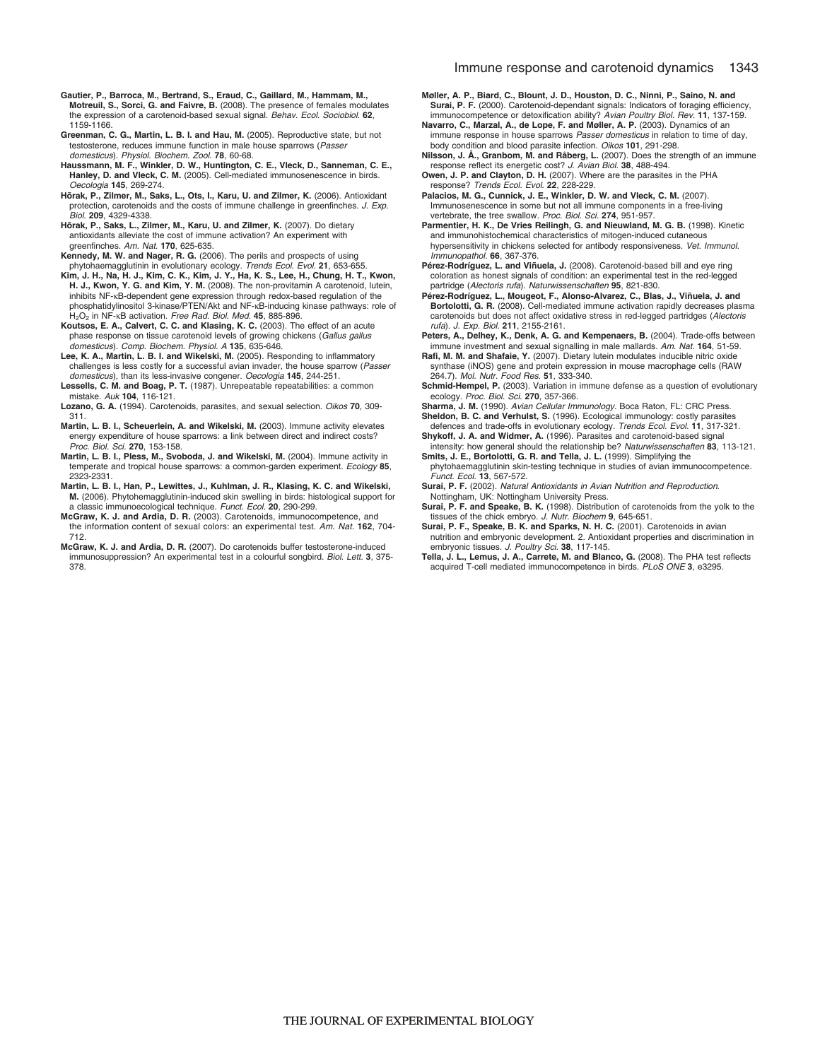**Gautier, P., Barroca, M., Bertrand, S., Eraud, C., Gaillard, M., Hammam, M., Motreuil, S., Sorci, G. and Faivre, B.** (2008). The presence of females modulates the expression of a carotenoid-based sexual signal. *Behav. Ecol. Sociobiol.* **62**, 1159-1166.

**Greenman, C. G., Martin, L. B. I. and Hau, M.** (2005). Reproductive state, but not testosterone, reduces immune function in male house sparrows (*Passer domesticus*). *Physiol. Biochem. Zool.* **78**, 60-68.

**Haussmann, M. F., Winkler, D. W., Huntington, C. E., Vleck, D., Sanneman, C. E., Hanley, D. and Vleck, C. M.** (2005). Cell-mediated immunosenescence in birds. *Oecologia* **145**, 269-274.

**Hõrak, P., Zilmer, M., Saks, L., Ots, I., Karu, U. and Zilmer, K.** (2006). Antioxidant protection, carotenoids and the costs of immune challenge in greenfinches. *J. Exp. Biol.* **209**, 4329-4338.

**Hõrak, P., Saks, L., Zilmer, M., Karu, U. and Zilmer, K.** (2007). Do dietary antioxidants alleviate the cost of immune activation? An experiment with greenfinches. *Am. Nat.* **170**, 625-635.

**Kennedy, M. W. and Nager, R. G.** (2006). The perils and prospects of using phytohaemagglutinin in evolutionary ecology. *Trends Ecol. Evol.* **21**, 653-655.

**Kim, J. H., Na, H. J., Kim, C. K., Kim, J. Y., Ha, K. S., Lee, H., Chung, H. T., Kwon, H. J., Kwon, Y. G. and Kim, Y. M.** (2008). The non-provitamin A carotenoid, lutein, inhibits NF-κB-dependent gene expression through redox-based regulation of the phosphatidylinositol 3-kinase/PTEN/Akt and NF-κB-inducing kinase pathways: role of $H_2O_2$ in NF-κB activation. *Free Rad. Biol. Med.* **45**, 885-896.

**Koutsos, E. A., Calvert, C. C. and Klasing, K. C.** (2003). The effect of an acute phase response on tissue carotenoid levels of growing chickens (*Gallus gallus domesticus*). *Comp. Biochem. Physiol. A* **135**, 635-646.

**Lee, K. A., Martin, L. B. I. and Wikelski, M.** (2005). Responding to inflammatory challenges is less costly for a successful avian invader, the house sparrow (*Passer domesticus*), than its less-invasive congener. *Oecologia* **145**, 244-251.

**Lessells, C. M. and Boag, P. T.** (1987). Unrepeatable repeatabilities: a common mistake. *Auk* **104**, 116-121.

**Lozano, G. A.** (1994). Carotenoids, parasites, and sexual selection. *Oikos* **70**, 309-311.

**Martin, L. B. I., Scheuerlein, A. and Wikelski, M.** (2003). Immune activity elevates energy expenditure of house sparrows: a link between direct and indirect costs? *Proc. Biol. Sci.* **270**, 153-158.

**Martin, L. B. I., Pless, M., Svoboda, J. and Wikelski, M.** (2004). Immune activity in temperate and tropical house sparrows: a common-garden experiment. *Ecology* **85**, 2323-2331.

**Martin, L. B. I., Han, P., Lewittes, J., Kuhlman, J. R., Klasing, K. C. and Wikelski, M.** (2006). Phytohemagglutinin-induced skin swelling in birds: histological support for a classic immunoecological technique. *Funct. Ecol.* **20**, 290-299.

**McGraw, K. J. and Ardia, D. R.** (2003). Carotenoids, immunocompetence, and the information content of sexual colors: an experimental test. *Am. Nat.* **162**, 704-712.

**McGraw, K. J. and Ardia, D. R.** (2007). Do carotenoids buffer testosterone-induced immunosuppression? An experimental test in a colourful songbird. *Biol. Lett.* **3**, 375-378.

**Møller, A. P., Biard, C., Blount, J. D., Houston, D. C., Ninni, P., Saino, N. and Surai, P. F.** (2000). Carotenoid-dependant signals: Indicators of foraging efficiency, immunocompetence or detoxification ability? *Avian Poultry Biol. Rev.* **11**, 137-159.

**Navarro, C., Marzal, A., de Lope, F. and Møller, A. P.** (2003). Dynamics of an immune response in house sparrows *Passer domesticus* in relation to time of day, body condition and blood parasite infection. *Oikos* **101**, 291-298.

**Nilsson, J. Å., Granbom, M. and Råberg, L.** (2007). Does the strength of an immune response reflect its energetic cost? *J. Avian Biol.* **38**, 488-494.

**Owen, J. P. and Clayton, D. H.** (2007). Where are the parasites in the PHA response? *Trends Ecol. Evol.* **22**, 228-229.

**Palacios, M. G., Cunnick, J. E., Winkler, D. W. and Vleck, C. M.** (2007). Immunosenescence in some but not all immune components in a free-living vertebrate, the tree swallow. *Proc. Biol. Sci.* **274**, 951-957.

**Parmentier, H. K., De Vries Reilingh, G. and Nieuwland, M. G. B.** (1998). Kinetic and immunohistochemical characteristics of mitogen-induced cutaneous hypersensitivity in chickens selected for antibody responsiveness. *Vet. Immunol. Immunopathol.* **66**, 367-376.

**Pérez-Rodríguez, L. and Viñuela, J.** (2008). Carotenoid-based bill and eye ring coloration as honest signals of condition: an experimental test in the red-legged partridge (*Alectoris rufa*). *Naturwissenschaften* **95**, 821-830.

**Pérez-Rodríguez, L., Mougeot, F., Alonso-Alvarez, C., Blas, J., Viñuela, J. and Bortolotti, G. R.** (2008). Cell-mediated immune activation rapidly decreases plasma carotenoids but does not affect oxidative stress in red-legged partridges (*Alectoris rufa*). *J. Exp. Biol.* **211**, 2155-2161.

**Peters, A., Delhey, K., Denk, A. G. and Kempenaers, B.** (2004). Trade-offs between immune investment and sexual signalling in male mallards. *Am. Nat.* **164**, 51-59.

**Rafi, M. M. and Shafaie, Y.** (2007). Dietary lutein modulates inducible nitric oxide synthase (iNOS) gene and protein expression in mouse macrophage cells (RAW 264.7). *Mol. Nutr. Food Res.* **51**, 333-340.

**Schmid-Hempel, P.** (2003). Variation in immune defense as a question of evolutionary ecology. *Proc. Biol. Sci.* **270**, 357-366.

**Sharma, J. M.** (1990). *Avian Cellular Immunology*. Boca Raton, FL: CRC Press.

**Sheldon, B. C. and Verhulst, S.** (1996). Ecological immunology: costly parasites defences and trade-offs in evolutionary ecology. *Trends Ecol. Evol.* **11**, 317-321.

**Shykoff, J. A. and Widmer, A.** (1996). Parasites and carotenoid-based signal intensity: how general should the relationship be? *Naturwissenschaften* **83**, 113-121.

**Smits, J. E., Bortolotti, G. R. and Tella, J. L.** (1999). Simplifying the phytohaemagglutinin skin-testing technique in studies of avian immunocompetence. *Funct. Ecol.* **13**, 567-572.

**Surai, P. F.** (2002). *Natural Antioxidants in Avian Nutrition and Reproduction*. Nottingham, UK: Nottingham University Press.

**Surai, P. F. and Speake, B. K.** (1998). Distribution of carotenoids from the yolk to the tissues of the chick embryo. *J. Nutr. Biochem* **9**, 645-651.

**Surai, P. F., Speake, B. K. and Sparks, N. H. C.** (2001). Carotenoids in avian nutrition and embryonic development. 2. Antioxidant properties and discrimination in embryonic tissues. *J. Poultry Sci.* **38**, 117-145.

**Tella, J. L., Lemus, J. A., Carrete, M. and Blanco, G.** (2008). The PHA test reflects acquired T-cell mediated immunocompetence in birds. *PLoS ONE* **3**, e3295.